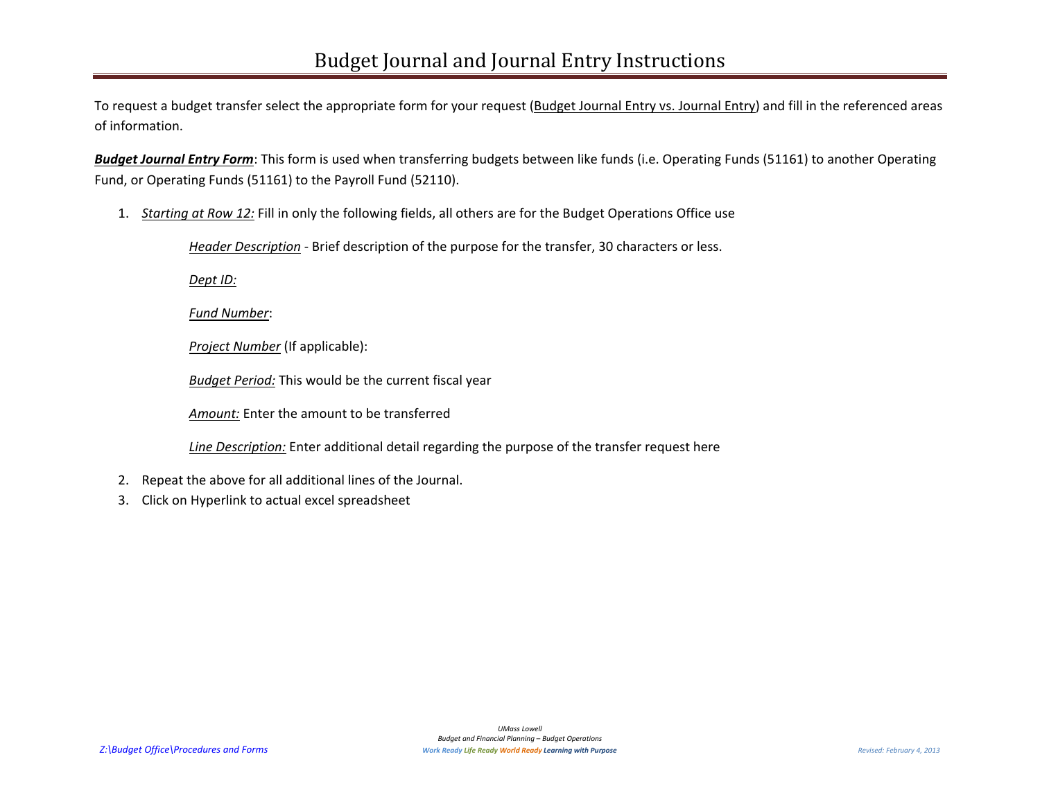# Budget Journal and Journal Entry Instructions

To request a budget transfer select the appropriate form for your request (Budget Journal Entry vs. Journal Entry) and fill in the referenced areas of information.

***Budget Journal Entry Form***: This form is used when transferring budgets between like funds (i.e. Operating Funds (51161) to another Operating Fund, or Operating Funds (51161) to the Payroll Fund (52110).

1. *Starting at Row 12:* Fill in only the following fields, all others are for the Budget Operations Office use

   *Header Description* - Brief description of the purpose for the transfer, 30 characters or less.

   *Dept ID:*

   *Fund Number*:

   *Project Number* (If applicable):

   *Budget Period:* This would be the current fiscal year

   *Amount:* Enter the amount to be transferred

   *Line Description:* Enter additional detail regarding the purpose of the transfer request here

2. Repeat the above for all additional lines of the Journal.
3. Click on Hyperlink to actual excel spreadsheet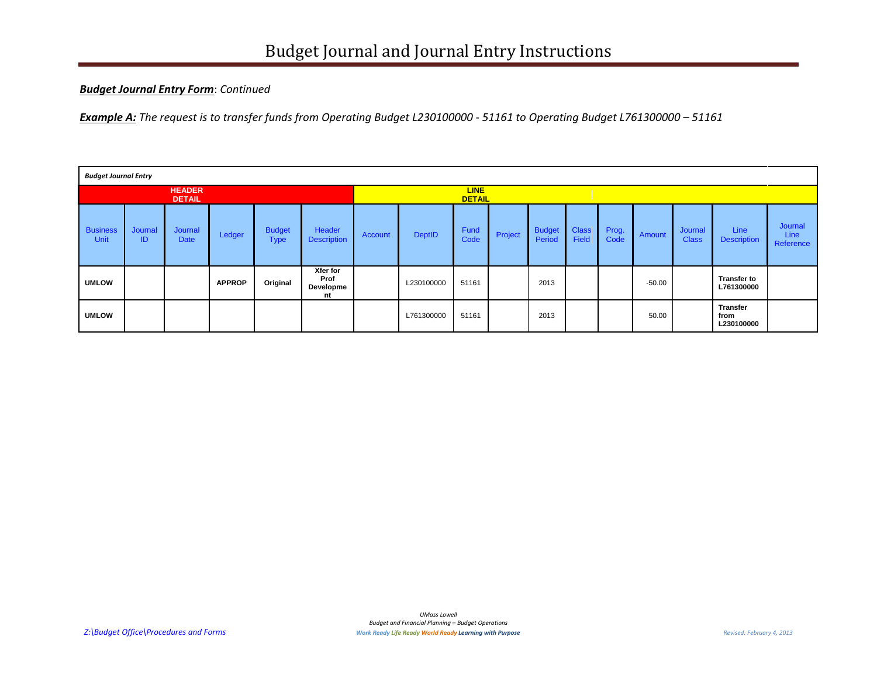***Budget Journal Entry Form***: *Continued*

***Example A:*** *The request is to transfer funds from Operating Budget L230100000 - 51161 to Operating Budget L761300000 – 51161*

| *Budget Journal Entry* | | | | | | | | | | | | | | | | |
|---|---|---|---|---|---|---|---|---|---|---|---|---|---|---|---|---|
| **HEADER DETAIL** | | | | | | **LINE DETAIL** | | | | | | | | | | |
| Business Unit | Journal ID | Journal Date | Ledger | Budget Type | Header Description | Account | DeptID | Fund Code | Project | Budget Period | Class Field | Prog. Code | Amount | Journal Class | Line Description | Journal Line Reference |
| **UMLOW** | | | **APPROP** | **Original** | **Xfer for Prof Development** | | L230100000 | 51161 | | 2013 | | | -50.00 | | **Transfer to L761300000** | |
| **UMLOW** | | | | | | | L761300000 | 51161 | | 2013 | | | 50.00 | | **Transfer from L230100000** | |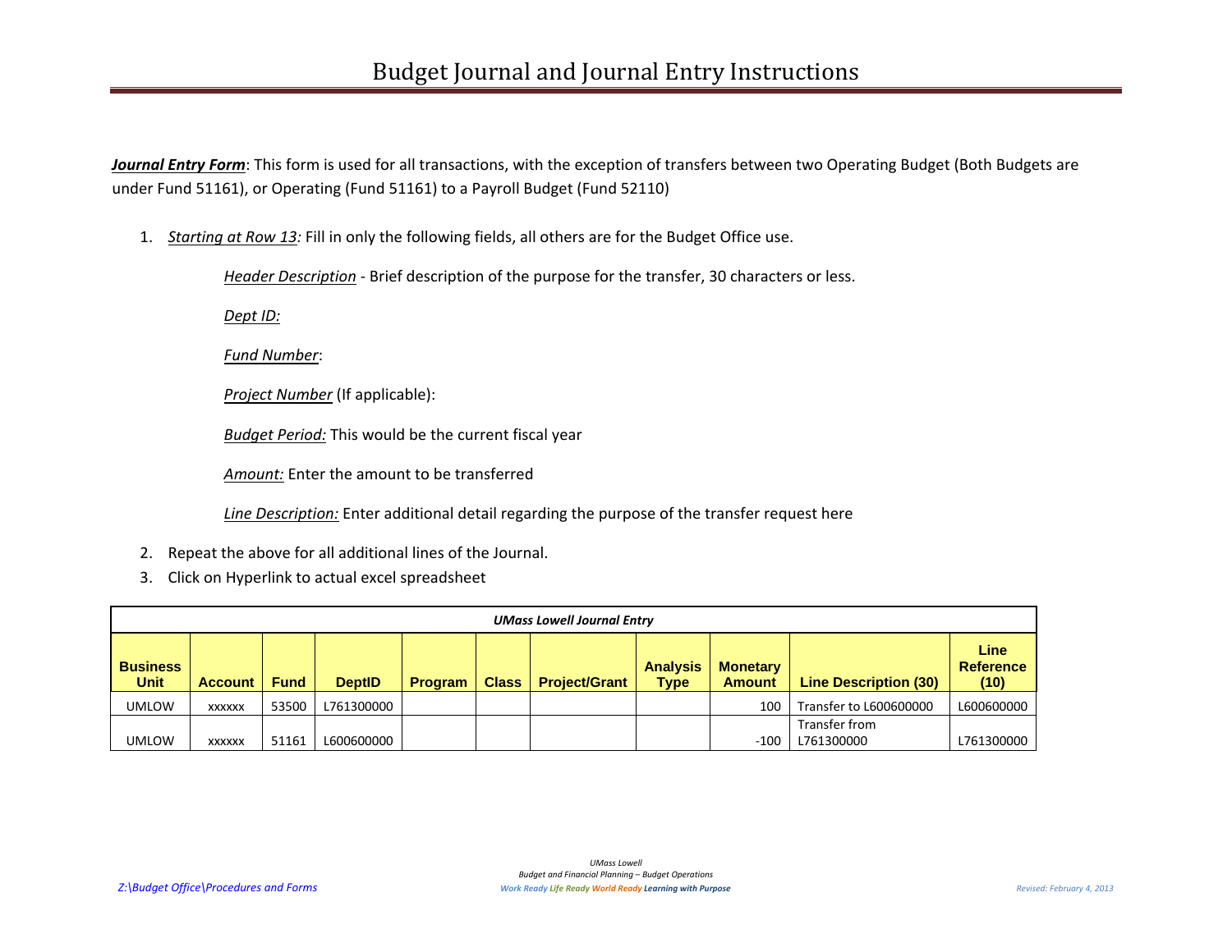# Budget Journal and Journal Entry Instructions

***Journal Entry Form***: This form is used for all transactions, with the exception of transfers between two Operating Budget (Both Budgets are under Fund 51161), or Operating (Fund 51161) to a Payroll Budget (Fund 52110)

1. *Starting at Row 13:* Fill in only the following fields, all others are for the Budget Office use.

   *Header Description* - Brief description of the purpose for the transfer, 30 characters or less.

   *Dept ID:*

   *Fund Number*:

   *Project Number* (If applicable):

   *Budget Period:* This would be the current fiscal year

   *Amount:* Enter the amount to be transferred

   *Line Description:* Enter additional detail regarding the purpose of the transfer request here

2. Repeat the above for all additional lines of the Journal.
3. Click on Hyperlink to actual excel spreadsheet

***UMass Lowell Journal Entry***

| Business Unit | Account | Fund | DeptID | Program | Class | Project/Grant | Analysis Type | Monetary Amount | Line Description (30) | Line Reference (10) |
|---|---|---|---|---|---|---|---|---|---|---|
| UMLOW | xxxxxx | 53500 | L761300000 | | | | | 100 | Transfer to L600600000 | L600600000 |
| UMLOW | xxxxxx | 51161 | L600600000 | | | | | -100 | Transfer from L761300000 | L761300000 |